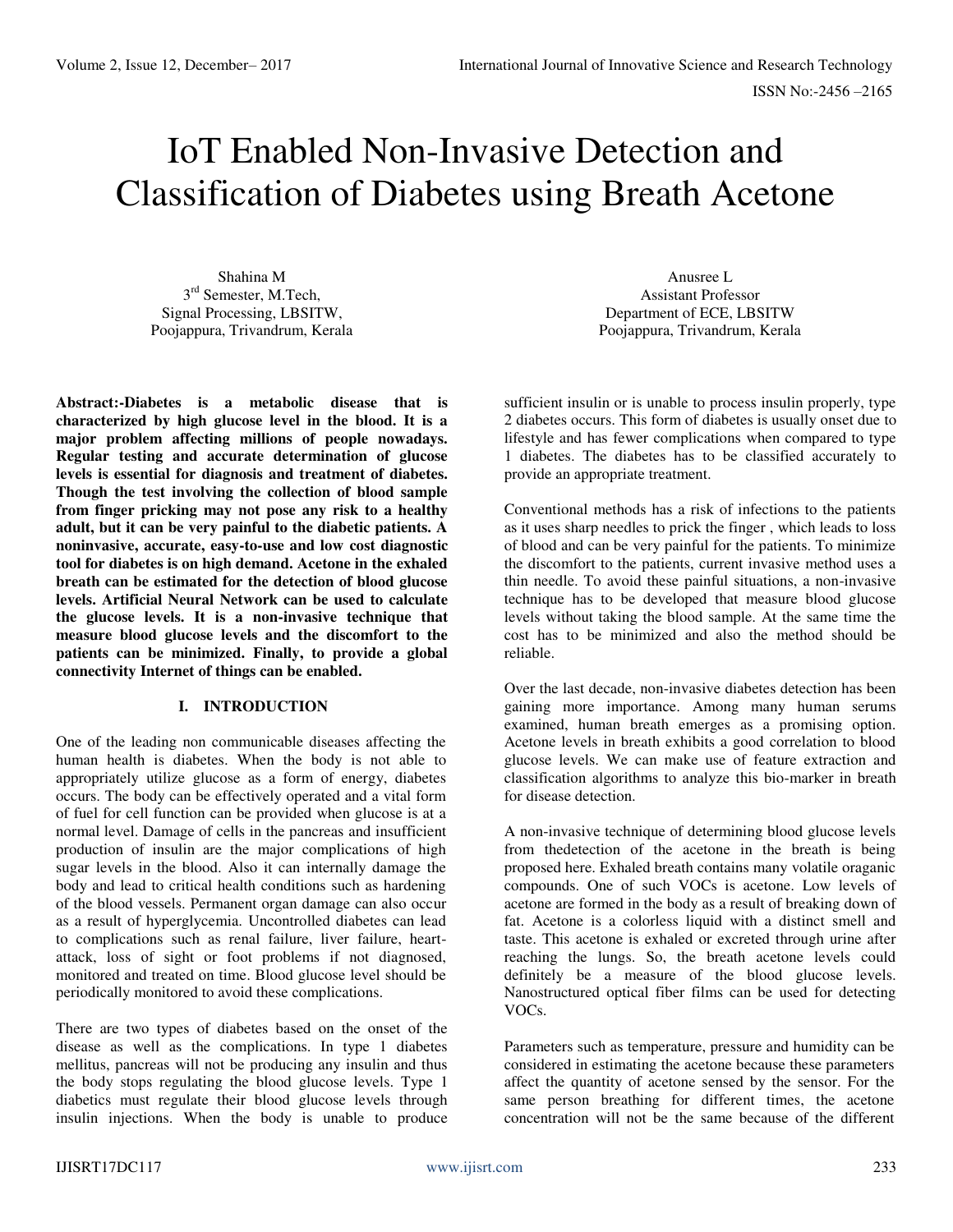# IoT Enabled Non-Invasive Detection and Classification of Diabetes using Breath Acetone

Shahina M
3rd Semester, M.Tech,
Signal Processing, LBSITW,
Poojappura, Trivandrum, Kerala

Anusree L
Assistant Professor
Department of ECE, LBSITW
Poojappura, Trivandrum, Kerala

**Abstract:-Diabetes is a metabolic disease that is characterized by high glucose level in the blood. It is a major problem affecting millions of people nowadays. Regular testing and accurate determination of glucose levels is essential for diagnosis and treatment of diabetes. Though the test involving the collection of blood sample from finger pricking may not pose any risk to a healthy adult, but it can be very painful to the diabetic patients. A noninvasive, accurate, easy-to-use and low cost diagnostic tool for diabetes is on high demand. Acetone in the exhaled breath can be estimated for the detection of blood glucose levels. Artificial Neural Network can be used to calculate the glucose levels. It is a non-invasive technique that measure blood glucose levels and the discomfort to the patients can be minimized. Finally, to provide a global connectivity Internet of things can be enabled.**

## I. INTRODUCTION

One of the leading non communicable diseases affecting the human health is diabetes. When the body is not able to appropriately utilize glucose as a form of energy, diabetes occurs. The body can be effectively operated and a vital form of fuel for cell function can be provided when glucose is at a normal level. Damage of cells in the pancreas and insufficient production of insulin are the major complications of high sugar levels in the blood. Also it can internally damage the body and lead to critical health conditions such as hardening of the blood vessels. Permanent organ damage can also occur as a result of hyperglycemia. Uncontrolled diabetes can lead to complications such as renal failure, liver failure, heart-attack, loss of sight or foot problems if not diagnosed, monitored and treated on time. Blood glucose level should be periodically monitored to avoid these complications.

There are two types of diabetes based on the onset of the disease as well as the complications. In type 1 diabetes mellitus, pancreas will not be producing any insulin and thus the body stops regulating the blood glucose levels. Type 1 diabetics must regulate their blood glucose levels through insulin injections. When the body is unable to produce sufficient insulin or is unable to process insulin properly, type 2 diabetes occurs. This form of diabetes is usually onset due to lifestyle and has fewer complications when compared to type 1 diabetes. The diabetes has to be classified accurately to provide an appropriate treatment.

Conventional methods has a risk of infections to the patients as it uses sharp needles to prick the finger , which leads to loss of blood and can be very painful for the patients. To minimize the discomfort to the patients, current invasive method uses a thin needle. To avoid these painful situations, a non-invasive technique has to be developed that measure blood glucose levels without taking the blood sample. At the same time the cost has to be minimized and also the method should be reliable.

Over the last decade, non-invasive diabetes detection has been gaining more importance. Among many human serums examined, human breath emerges as a promising option. Acetone levels in breath exhibits a good correlation to blood glucose levels. We can make use of feature extraction and classification algorithms to analyze this bio-marker in breath for disease detection.

A non-invasive technique of determining blood glucose levels from thedetection of the acetone in the breath is being proposed here. Exhaled breath contains many volatile oraganic compounds. One of such VOCs is acetone. Low levels of acetone are formed in the body as a result of breaking down of fat. Acetone is a colorless liquid with a distinct smell and taste. This acetone is exhaled or excreted through urine after reaching the lungs. So, the breath acetone levels could definitely be a measure of the blood glucose levels. Nanostructured optical fiber films can be used for detecting VOCs.

Parameters such as temperature, pressure and humidity can be considered in estimating the acetone because these parameters affect the quantity of acetone sensed by the sensor. For the same person breathing for different times, the acetone concentration will not be the same because of the different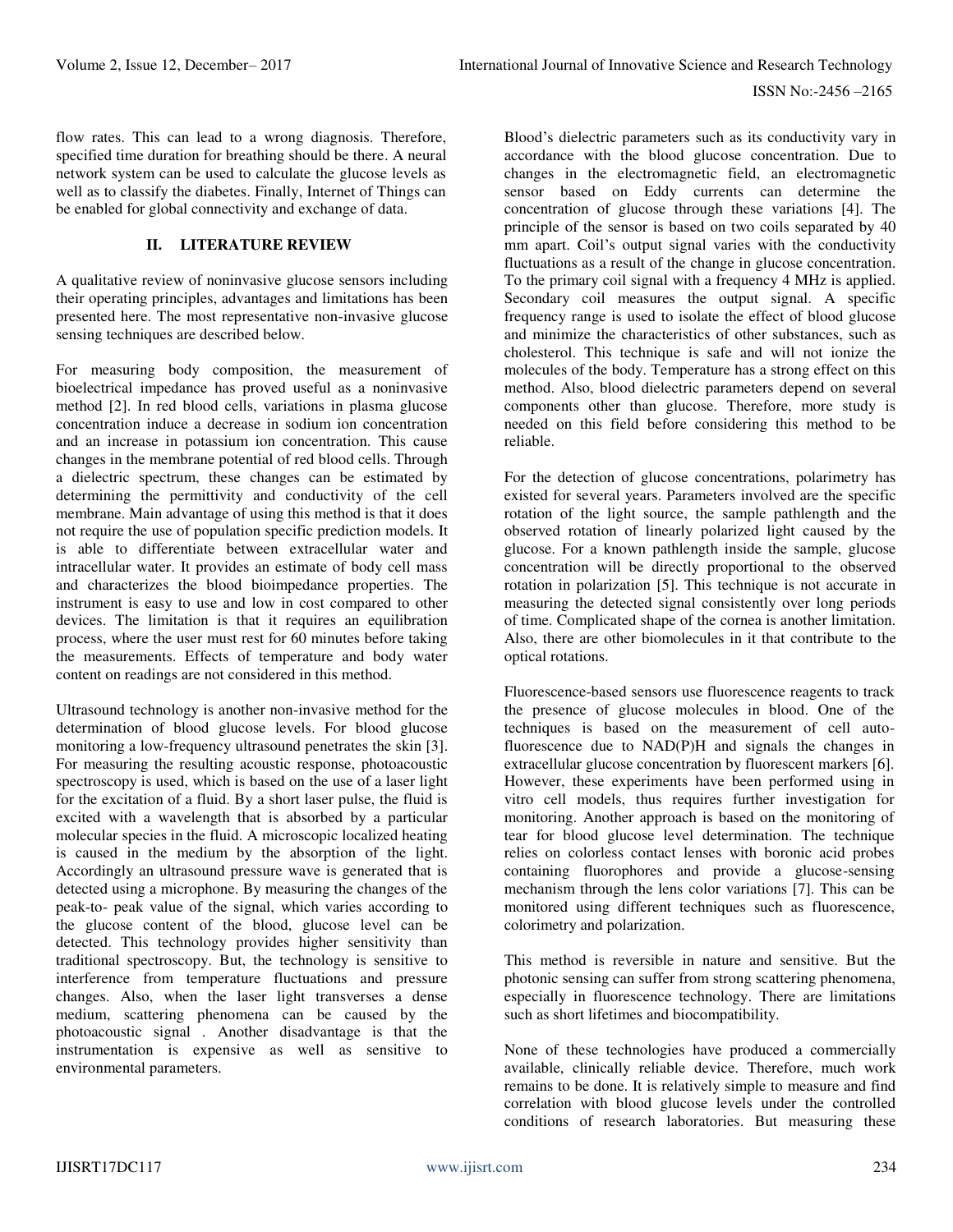flow rates. This can lead to a wrong diagnosis. Therefore, specified time duration for breathing should be there. A neural network system can be used to calculate the glucose levels as well as to classify the diabetes. Finally, Internet of Things can be enabled for global connectivity and exchange of data.

## II. LITERATURE REVIEW

A qualitative review of noninvasive glucose sensors including their operating principles, advantages and limitations has been presented here. The most representative non-invasive glucose sensing techniques are described below.

For measuring body composition, the measurement of bioelectrical impedance has proved useful as a noninvasive method [2]. In red blood cells, variations in plasma glucose concentration induce a decrease in sodium ion concentration and an increase in potassium ion concentration. This cause changes in the membrane potential of red blood cells. Through a dielectric spectrum, these changes can be estimated by determining the permittivity and conductivity of the cell membrane. Main advantage of using this method is that it does not require the use of population specific prediction models. It is able to differentiate between extracellular water and intracellular water. It provides an estimate of body cell mass and characterizes the blood bioimpedance properties. The instrument is easy to use and low in cost compared to other devices. The limitation is that it requires an equilibration process, where the user must rest for 60 minutes before taking the measurements. Effects of temperature and body water content on readings are not considered in this method.

Ultrasound technology is another non-invasive method for the determination of blood glucose levels. For blood glucose monitoring a low-frequency ultrasound penetrates the skin [3]. For measuring the resulting acoustic response, photoacoustic spectroscopy is used, which is based on the use of a laser light for the excitation of a fluid. By a short laser pulse, the fluid is excited with a wavelength that is absorbed by a particular molecular species in the fluid. A microscopic localized heating is caused in the medium by the absorption of the light. Accordingly an ultrasound pressure wave is generated that is detected using a microphone. By measuring the changes of the peak-to- peak value of the signal, which varies according to the glucose content of the blood, glucose level can be detected. This technology provides higher sensitivity than traditional spectroscopy. But, the technology is sensitive to interference from temperature fluctuations and pressure changes. Also, when the laser light transverses a dense medium, scattering phenomena can be caused by the photoacoustic signal . Another disadvantage is that the instrumentation is expensive as well as sensitive to environmental parameters.

Blood's dielectric parameters such as its conductivity vary in accordance with the blood glucose concentration. Due to changes in the electromagnetic field, an electromagnetic sensor based on Eddy currents can determine the concentration of glucose through these variations [4]. The principle of the sensor is based on two coils separated by 40 mm apart. Coil's output signal varies with the conductivity fluctuations as a result of the change in glucose concentration. To the primary coil signal with a frequency 4 MHz is applied. Secondary coil measures the output signal. A specific frequency range is used to isolate the effect of blood glucose and minimize the characteristics of other substances, such as cholesterol. This technique is safe and will not ionize the molecules of the body. Temperature has a strong effect on this method. Also, blood dielectric parameters depend on several components other than glucose. Therefore, more study is needed on this field before considering this method to be reliable.

For the detection of glucose concentrations, polarimetry has existed for several years. Parameters involved are the specific rotation of the light source, the sample pathlength and the observed rotation of linearly polarized light caused by the glucose. For a known pathlength inside the sample, glucose concentration will be directly proportional to the observed rotation in polarization [5]. This technique is not accurate in measuring the detected signal consistently over long periods of time. Complicated shape of the cornea is another limitation. Also, there are other biomolecules in it that contribute to the optical rotations.

Fluorescence-based sensors use fluorescence reagents to track the presence of glucose molecules in blood. One of the techniques is based on the measurement of cell auto-fluorescence due to NAD(P)H and signals the changes in extracellular glucose concentration by fluorescent markers [6]. However, these experiments have been performed using in vitro cell models, thus requires further investigation for monitoring. Another approach is based on the monitoring of tear for blood glucose level determination. The technique relies on colorless contact lenses with boronic acid probes containing fluorophores and provide a glucose-sensing mechanism through the lens color variations [7]. This can be monitored using different techniques such as fluorescence, colorimetry and polarization.

This method is reversible in nature and sensitive. But the photonic sensing can suffer from strong scattering phenomena, especially in fluorescence technology. There are limitations such as short lifetimes and biocompatibility.

None of these technologies have produced a commercially available, clinically reliable device. Therefore, much work remains to be done. It is relatively simple to measure and find correlation with blood glucose levels under the controlled conditions of research laboratories. But measuring these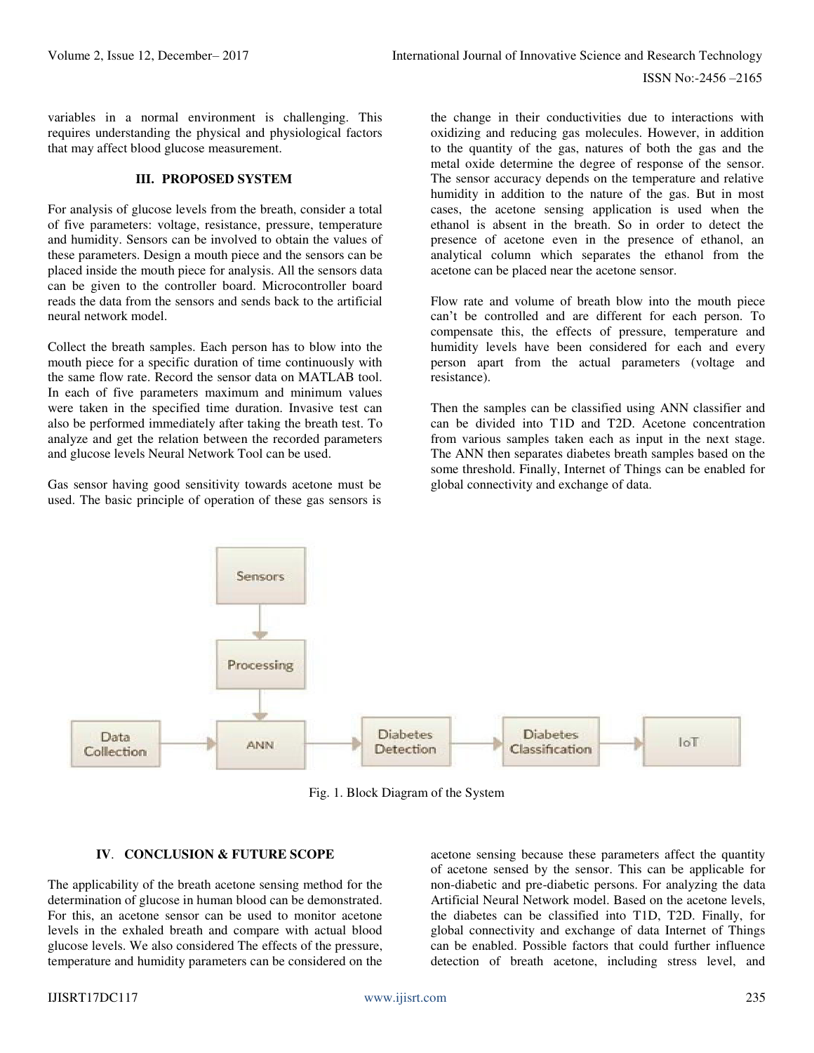variables in a normal environment is challenging. This requires understanding the physical and physiological factors that may affect blood glucose measurement.

## III. PROPOSED SYSTEM

For analysis of glucose levels from the breath, consider a total of five parameters: voltage, resistance, pressure, temperature and humidity. Sensors can be involved to obtain the values of these parameters. Design a mouth piece and the sensors can be placed inside the mouth piece for analysis. All the sensors data can be given to the controller board. Microcontroller board reads the data from the sensors and sends back to the artificial neural network model.

Collect the breath samples. Each person has to blow into the mouth piece for a specific duration of time continuously with the same flow rate. Record the sensor data on MATLAB tool. In each of five parameters maximum and minimum values were taken in the specified time duration. Invasive test can also be performed immediately after taking the breath test. To analyze and get the relation between the recorded parameters and glucose levels Neural Network Tool can be used.

Gas sensor having good sensitivity towards acetone must be used. The basic principle of operation of these gas sensors is the change in their conductivities due to interactions with oxidizing and reducing gas molecules. However, in addition to the quantity of the gas, natures of both the gas and the metal oxide determine the degree of response of the sensor. The sensor accuracy depends on the temperature and relative humidity in addition to the nature of the gas. But in most cases, the acetone sensing application is used when the ethanol is absent in the breath. So in order to detect the presence of acetone even in the presence of ethanol, an analytical column which separates the ethanol from the acetone can be placed near the acetone sensor.

Flow rate and volume of breath blow into the mouth piece can't be controlled and are different for each person. To compensate this, the effects of pressure, temperature and humidity levels have been considered for each and every person apart from the actual parameters (voltage and resistance).

Then the samples can be classified using ANN classifier and can be divided into T1D and T2D. Acetone concentration from various samples taken each as input in the next stage. The ANN then separates diabetes breath samples based on the some threshold. Finally, Internet of Things can be enabled for global connectivity and exchange of data.

Fig. 1. Block Diagram of the System

## IV. CONCLUSION & FUTURE SCOPE

The applicability of the breath acetone sensing method for the determination of glucose in human blood can be demonstrated. For this, an acetone sensor can be used to monitor acetone levels in the exhaled breath and compare with actual blood glucose levels. We also considered The effects of the pressure, temperature and humidity parameters can be considered on the acetone sensing because these parameters affect the quantity of acetone sensed by the sensor. This can be applicable for non-diabetic and pre-diabetic persons. For analyzing the data Artificial Neural Network model. Based on the acetone levels, the diabetes can be classified into T1D, T2D. Finally, for global connectivity and exchange of data Internet of Things can be enabled. Possible factors that could further influence detection of breath acetone, including stress level, and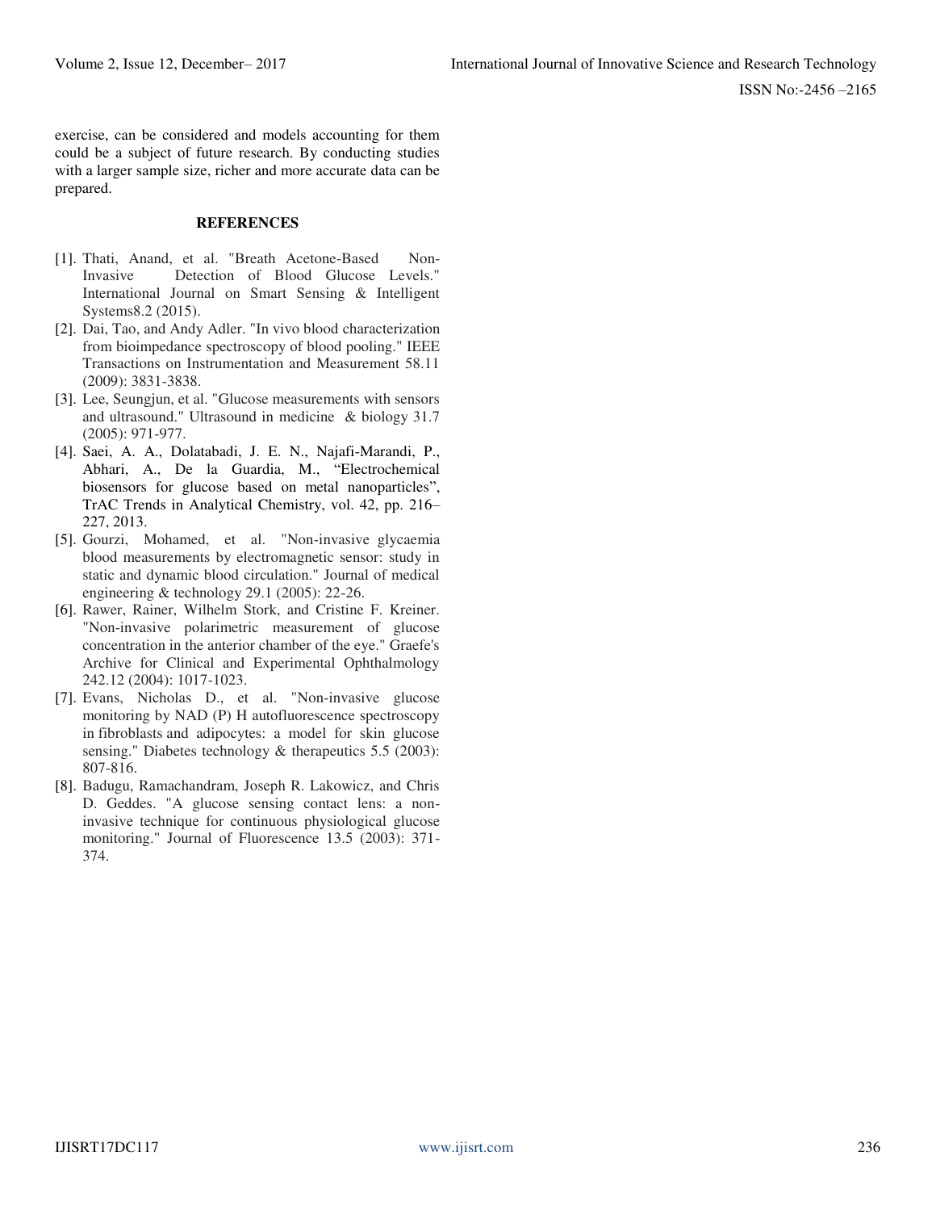exercise, can be considered and models accounting for them could be a subject of future research. By conducting studies with a larger sample size, richer and more accurate data can be prepared.

## REFERENCES

[1]. Thati, Anand, et al. "Breath Acetone-Based Non-Invasive Detection of Blood Glucose Levels." International Journal on Smart Sensing & Intelligent Systems8.2 (2015).

[2]. Dai, Tao, and Andy Adler. "In vivo blood characterization from bioimpedance spectroscopy of blood pooling." IEEE Transactions on Instrumentation and Measurement 58.11 (2009): 3831-3838.

[3]. Lee, Seungjun, et al. "Glucose measurements with sensors and ultrasound." Ultrasound in medicine & biology 31.7 (2005): 971-977.

[4]. Saei, A. A., Dolatabadi, J. E. N., Najafi-Marandi, P., Abhari, A., De la Guardia, M., "Electrochemical biosensors for glucose based on metal nanoparticles", TrAC Trends in Analytical Chemistry, vol. 42, pp. 216–227, 2013.

[5]. Gourzi, Mohamed, et al. "Non-invasive glycaemia blood measurements by electromagnetic sensor: study in static and dynamic blood circulation." Journal of medical engineering & technology 29.1 (2005): 22-26.

[6]. Rawer, Rainer, Wilhelm Stork, and Cristine F. Kreiner. "Non-invasive polarimetric measurement of glucose concentration in the anterior chamber of the eye." Graefe's Archive for Clinical and Experimental Ophthalmology 242.12 (2004): 1017-1023.

[7]. Evans, Nicholas D., et al. "Non-invasive glucose monitoring by NAD (P) H autofluorescence spectroscopy in fibroblasts and adipocytes: a model for skin glucose sensing." Diabetes technology & therapeutics 5.5 (2003): 807-816.

[8]. Badugu, Ramachandram, Joseph R. Lakowicz, and Chris D. Geddes. "A glucose sensing contact lens: a non-invasive technique for continuous physiological glucose monitoring." Journal of Fluorescence 13.5 (2003): 371-374.